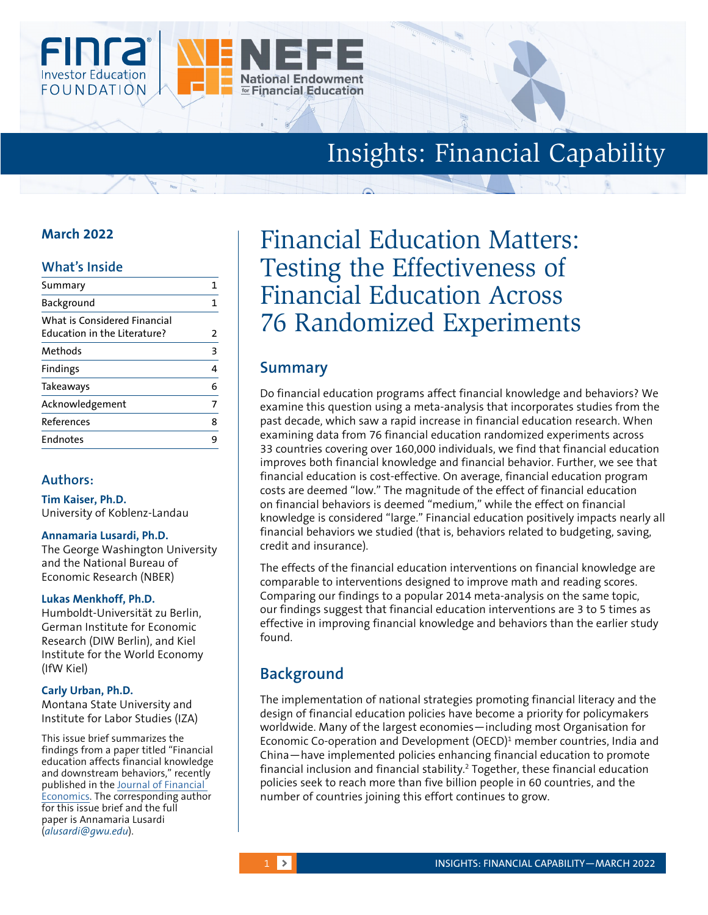Insights: Financial Capability

March 2022

## What's Inside

| Summary | 1 |
|---|---|
| Background | 1 |
| What is Considered Financial Education in the Literature? | 2 |
| Methods | 3 |
| Findings | 4 |
| Takeaways | 6 |
| Acknowledgement | 7 |
| References | 8 |
| Endnotes | 9 |

## Authors:

**Tim Kaiser, Ph.D.**
University of Koblenz-Landau

**Annamaria Lusardi, Ph.D.**
The George Washington University and the National Bureau of Economic Research (NBER)

**Lukas Menkhoff, Ph.D.**
Humboldt-Universität zu Berlin, German Institute for Economic Research (DIW Berlin), and Kiel Institute for the World Economy (IfW Kiel)

**Carly Urban, Ph.D.**
Montana State University and Institute for Labor Studies (IZA)

This issue brief summarizes the findings from a paper titled "Financial education affects financial knowledge and downstream behaviors," recently published in the Journal of Financial Economics. The corresponding author for this issue brief and the full paper is Annamaria Lusardi (*alusardi@gwu.edu*).

# Financial Education Matters: Testing the Effectiveness of Financial Education Across 76 Randomized Experiments

## Summary

Do financial education programs affect financial knowledge and behaviors? We examine this question using a meta-analysis that incorporates studies from the past decade, which saw a rapid increase in financial education research. When examining data from 76 financial education randomized experiments across 33 countries covering over 160,000 individuals, we find that financial education improves both financial knowledge and financial behavior. Further, we see that financial education is cost-effective. On average, financial education program costs are deemed "low." The magnitude of the effect of financial education on financial behaviors is deemed "medium," while the effect on financial knowledge is considered "large." Financial education positively impacts nearly all financial behaviors we studied (that is, behaviors related to budgeting, saving, credit and insurance).

The effects of the financial education interventions on financial knowledge are comparable to interventions designed to improve math and reading scores. Comparing our findings to a popular 2014 meta-analysis on the same topic, our findings suggest that financial education interventions are 3 to 5 times as effective in improving financial knowledge and behaviors than the earlier study found.

## Background

The implementation of national strategies promoting financial literacy and the design of financial education policies have become a priority for policymakers worldwide. Many of the largest economies—including most Organisation for Economic Co-operation and Development (OECD)[1] member countries, India and China—have implemented policies enhancing financial education to promote financial inclusion and financial stability.[2] Together, these financial education policies seek to reach more than five billion people in 60 countries, and the number of countries joining this effort continues to grow.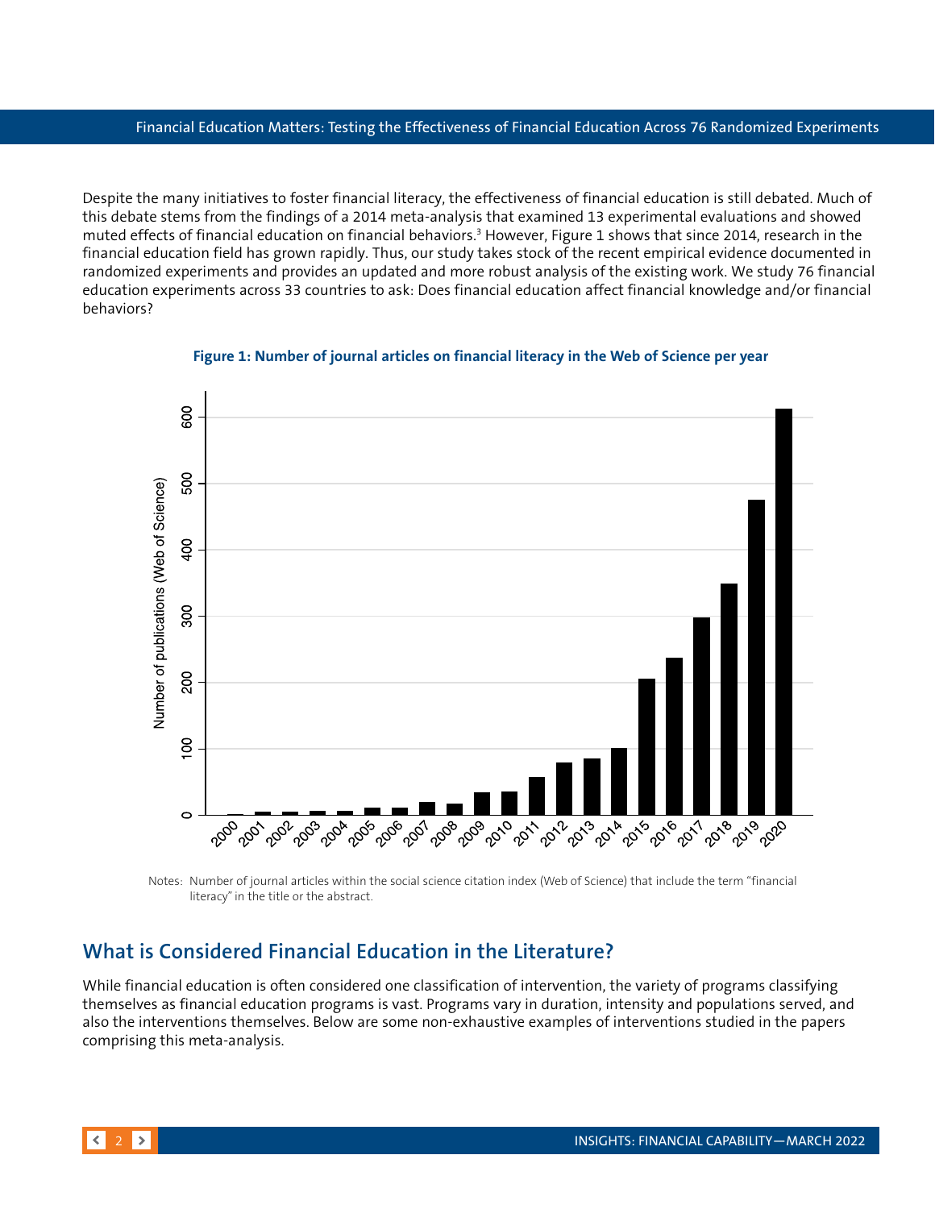Despite the many initiatives to foster financial literacy, the effectiveness of financial education is still debated. Much of this debate stems from the findings of a 2014 meta-analysis that examined 13 experimental evaluations and showed muted effects of financial education on financial behaviors.[3] However, Figure 1 shows that since 2014, research in the financial education field has grown rapidly. Thus, our study takes stock of the recent empirical evidence documented in randomized experiments and provides an updated and more robust analysis of the existing work. We study 76 financial education experiments across 33 countries to ask: Does financial education affect financial knowledge and/or financial behaviors?

**Figure 1: Number of journal articles on financial literacy in the Web of Science per year**

Notes: Number of journal articles within the social science citation index (Web of Science) that include the term "financial literacy" in the title or the abstract.

## What is Considered Financial Education in the Literature?

While financial education is often considered one classification of intervention, the variety of programs classifying themselves as financial education programs is vast. Programs vary in duration, intensity and populations served, and also the interventions themselves. Below are some non-exhaustive examples of interventions studied in the papers comprising this meta-analysis.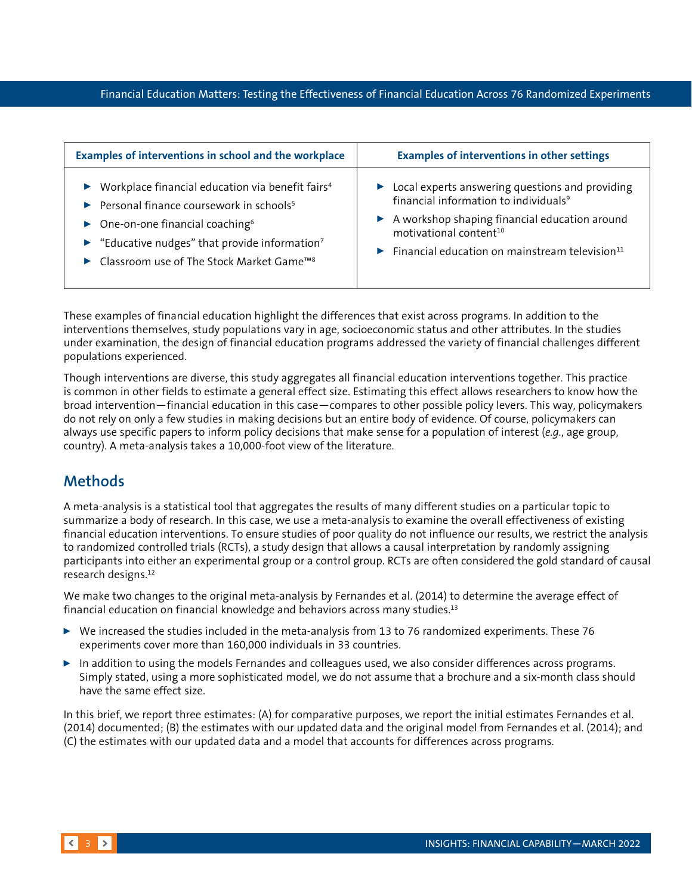| Examples of interventions in school and the workplace | Examples of interventions in other settings |
| --- | --- |
| ▶ Workplace financial education via benefit fairs[4]<br>▶ Personal finance coursework in schools[5]<br>▶ One-on-one financial coaching[6]<br>▶ "Educative nudges" that provide information[7]<br>▶ Classroom use of The Stock Market Game™[8] | ▶ Local experts answering questions and providing financial information to individuals[9]<br>▶ A workshop shaping financial education around motivational content[10]<br>▶ Financial education on mainstream television[11] |

These examples of financial education highlight the differences that exist across programs. In addition to the interventions themselves, study populations vary in age, socioeconomic status and other attributes. In the studies under examination, the design of financial education programs addressed the variety of financial challenges different populations experienced.

Though interventions are diverse, this study aggregates all financial education interventions together. This practice is common in other fields to estimate a general effect size. Estimating this effect allows researchers to know how the broad intervention—financial education in this case—compares to other possible policy levers. This way, policymakers do not rely on only a few studies in making decisions but an entire body of evidence. Of course, policymakers can always use specific papers to inform policy decisions that make sense for a population of interest (*e.g.*, age group, country). A meta-analysis takes a 10,000-foot view of the literature.

## Methods

A meta-analysis is a statistical tool that aggregates the results of many different studies on a particular topic to summarize a body of research. In this case, we use a meta-analysis to examine the overall effectiveness of existing financial education interventions. To ensure studies of poor quality do not influence our results, we restrict the analysis to randomized controlled trials (RCTs), a study design that allows a causal interpretation by randomly assigning participants into either an experimental group or a control group. RCTs are often considered the gold standard of causal research designs.[12]

We make two changes to the original meta-analysis by Fernandes et al. (2014) to determine the average effect of financial education on financial knowledge and behaviors across many studies.[13]

- We increased the studies included in the meta-analysis from 13 to 76 randomized experiments. These 76 experiments cover more than 160,000 individuals in 33 countries.
- In addition to using the models Fernandes and colleagues used, we also consider differences across programs. Simply stated, using a more sophisticated model, we do not assume that a brochure and a six-month class should have the same effect size.

In this brief, we report three estimates: (A) for comparative purposes, we report the initial estimates Fernandes et al. (2014) documented; (B) the estimates with our updated data and the original model from Fernandes et al. (2014); and (C) the estimates with our updated data and a model that accounts for differences across programs.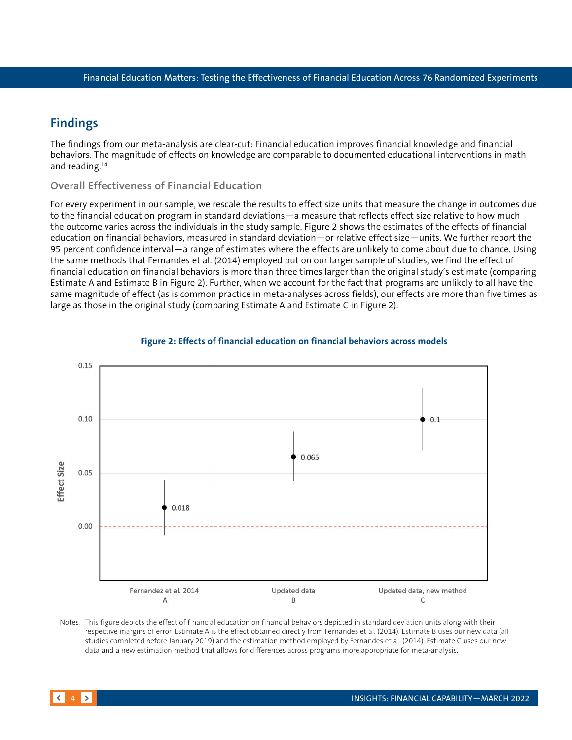## Findings

The findings from our meta-analysis are clear-cut: Financial education improves financial knowledge and financial behaviors. The magnitude of effects on knowledge are comparable to documented educational interventions in math and reading.[14]

### Overall Effectiveness of Financial Education

For every experiment in our sample, we rescale the results to effect size units that measure the change in outcomes due to the financial education program in standard deviations—a measure that reflects effect size relative to how much the outcome varies across the individuals in the study sample. Figure 2 shows the estimates of the effects of financial education on financial behaviors, measured in standard deviation—or relative effect size—units. We further report the 95 percent confidence interval—a range of estimates where the effects are unlikely to come about due to chance. Using the same methods that Fernandes et al. (2014) employed but on our larger sample of studies, we find the effect of financial education on financial behaviors is more than three times larger than the original study's estimate (comparing Estimate A and Estimate B in Figure 2). Further, when we account for the fact that programs are unlikely to all have the same magnitude of effect (as is common practice in meta-analyses across fields), our effects are more than five times as large as those in the original study (comparing Estimate A and Estimate C in Figure 2).

**Figure 2: Effects of financial education on financial behaviors across models**

| Model | Effect Size |
|---|---|
| Fernandez et al. 2014 (A) | 0.018 |
| Updated data (B) | 0.065 |
| Updated data, new method (C) | 0.1 |

Notes: This figure depicts the effect of financial education on financial behaviors depicted in standard deviation units along with their respective margins of error. Estimate A is the effect obtained directly from Fernandes et al. (2014). Estimate B uses our new data (all studies completed before January 2019) and the estimation method employed by Fernandes et al. (2014). Estimate C uses our new data and a new estimation method that allows for differences across programs more appropriate for meta-analysis.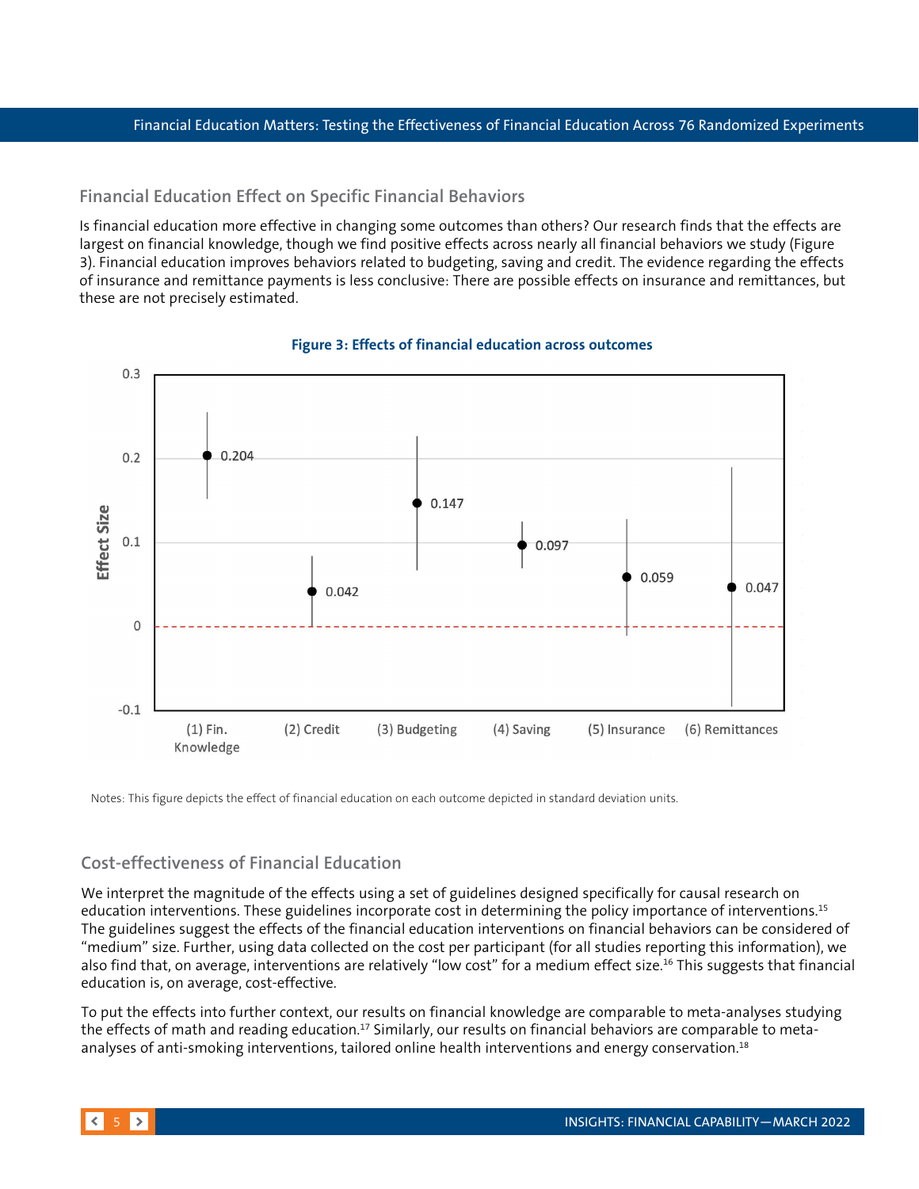## Financial Education Effect on Specific Financial Behaviors

Is financial education more effective in changing some outcomes than others? Our research finds that the effects are largest on financial knowledge, though we find positive effects across nearly all financial behaviors we study (Figure 3). Financial education improves behaviors related to budgeting, saving and credit. The evidence regarding the effects of insurance and remittance payments is less conclusive: There are possible effects on insurance and remittances, but these are not precisely estimated.

**Figure 3: Effects of financial education across outcomes**

| Outcome | Effect Size |
| --- | --- |
| (1) Fin. Knowledge | 0.204 |
| (2) Credit | 0.042 |
| (3) Budgeting | 0.147 |
| (4) Saving | 0.097 |
| (5) Insurance | 0.059 |
| (6) Remittances | 0.047 |

Notes: This figure depicts the effect of financial education on each outcome depicted in standard deviation units.

## Cost-effectiveness of Financial Education

We interpret the magnitude of the effects using a set of guidelines designed specifically for causal research on education interventions. These guidelines incorporate cost in determining the policy importance of interventions.[15] The guidelines suggest the effects of the financial education interventions on financial behaviors can be considered of "medium" size. Further, using data collected on the cost per participant (for all studies reporting this information), we also find that, on average, interventions are relatively "low cost" for a medium effect size.[16] This suggests that financial education is, on average, cost-effective.

To put the effects into further context, our results on financial knowledge are comparable to meta-analyses studying the effects of math and reading education.[17] Similarly, our results on financial behaviors are comparable to meta-analyses of anti-smoking interventions, tailored online health interventions and energy conservation.[18]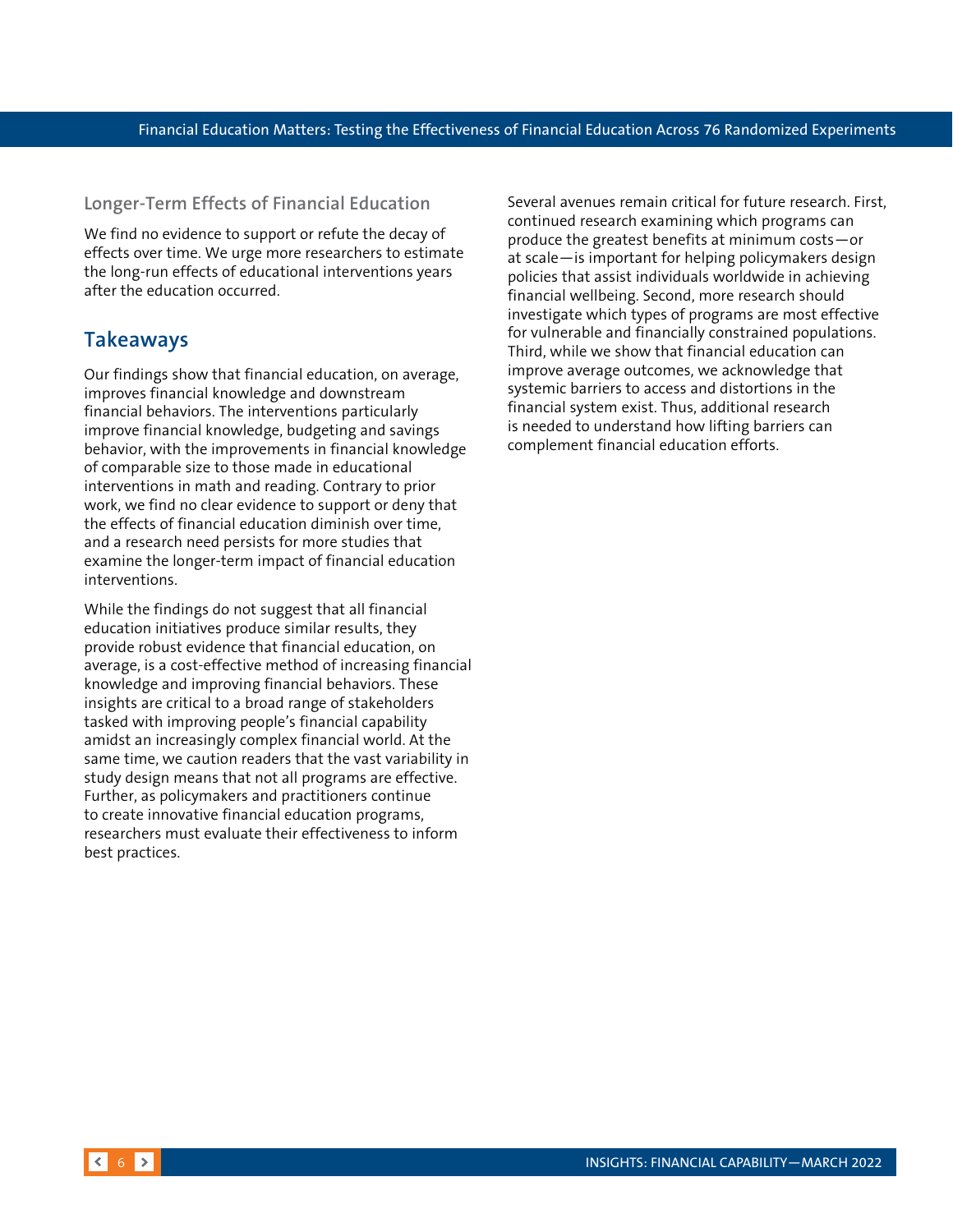### Longer-Term Effects of Financial Education

We find no evidence to support or refute the decay of effects over time. We urge more researchers to estimate the long-run effects of educational interventions years after the education occurred.

## Takeaways

Our findings show that financial education, on average, improves financial knowledge and downstream financial behaviors. The interventions particularly improve financial knowledge, budgeting and savings behavior, with the improvements in financial knowledge of comparable size to those made in educational interventions in math and reading. Contrary to prior work, we find no clear evidence to support or deny that the effects of financial education diminish over time, and a research need persists for more studies that examine the longer-term impact of financial education interventions.

While the findings do not suggest that all financial education initiatives produce similar results, they provide robust evidence that financial education, on average, is a cost-effective method of increasing financial knowledge and improving financial behaviors. These insights are critical to a broad range of stakeholders tasked with improving people's financial capability amidst an increasingly complex financial world. At the same time, we caution readers that the vast variability in study design means that not all programs are effective. Further, as policymakers and practitioners continue to create innovative financial education programs, researchers must evaluate their effectiveness to inform best practices.

Several avenues remain critical for future research. First, continued research examining which programs can produce the greatest benefits at minimum costs—or at scale—is important for helping policymakers design policies that assist individuals worldwide in achieving financial wellbeing. Second, more research should investigate which types of programs are most effective for vulnerable and financially constrained populations. Third, while we show that financial education can improve average outcomes, we acknowledge that systemic barriers to access and distortions in the financial system exist. Thus, additional research is needed to understand how lifting barriers can complement financial education efforts.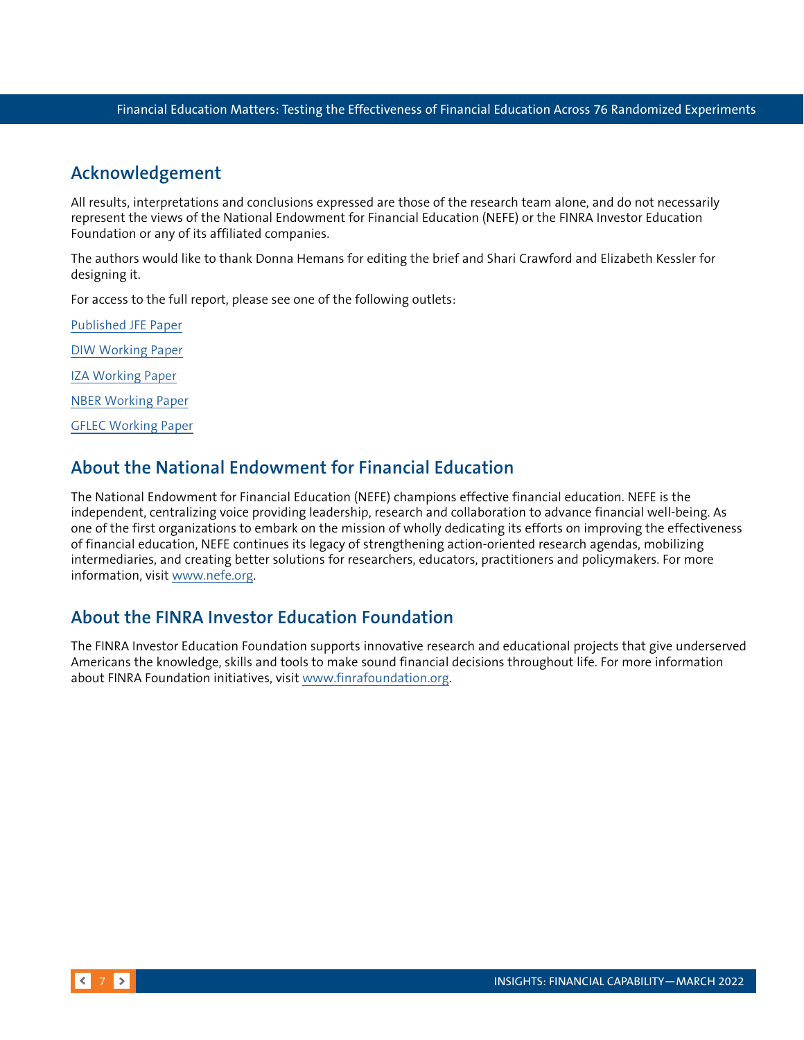## Acknowledgement

All results, interpretations and conclusions expressed are those of the research team alone, and do not necessarily represent the views of the National Endowment for Financial Education (NEFE) or the FINRA Investor Education Foundation or any of its affiliated companies.

The authors would like to thank Donna Hemans for editing the brief and Shari Crawford and Elizabeth Kessler for designing it.

For access to the full report, please see one of the following outlets:

Published JFE Paper

DIW Working Paper

IZA Working Paper

NBER Working Paper

GFLEC Working Paper

## About the National Endowment for Financial Education

The National Endowment for Financial Education (NEFE) champions effective financial education. NEFE is the independent, centralizing voice providing leadership, research and collaboration to advance financial well-being. As one of the first organizations to embark on the mission of wholly dedicating its efforts on improving the effectiveness of financial education, NEFE continues its legacy of strengthening action-oriented research agendas, mobilizing intermediaries, and creating better solutions for researchers, educators, practitioners and policymakers. For more information, visit www.nefe.org.

## About the FINRA Investor Education Foundation

The FINRA Investor Education Foundation supports innovative research and educational projects that give underserved Americans the knowledge, skills and tools to make sound financial decisions throughout life. For more information about FINRA Foundation initiatives, visit www.finrafoundation.org.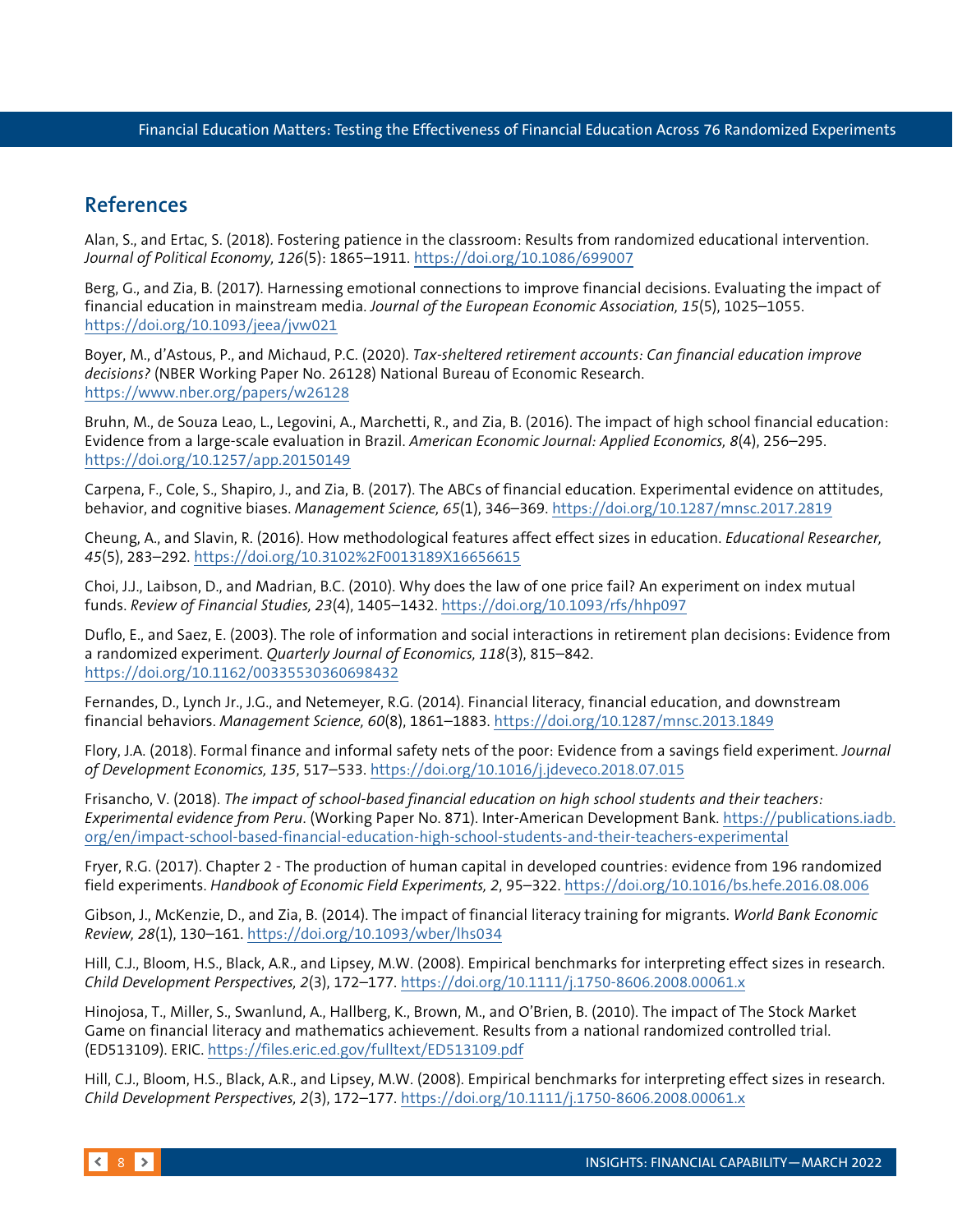## References

Alan, S., and Ertac, S. (2018). Fostering patience in the classroom: Results from randomized educational intervention. *Journal of Political Economy, 126*(5): 1865–1911. https://doi.org/10.1086/699007

Berg, G., and Zia, B. (2017). Harnessing emotional connections to improve financial decisions. Evaluating the impact of financial education in mainstream media. *Journal of the European Economic Association, 15*(5), 1025–1055. https://doi.org/10.1093/jeea/jvw021

Boyer, M., d'Astous, P., and Michaud, P.C. (2020). *Tax-sheltered retirement accounts: Can financial education improve decisions?* (NBER Working Paper No. 26128) National Bureau of Economic Research. https://www.nber.org/papers/w26128

Bruhn, M., de Souza Leao, L., Legovini, A., Marchetti, R., and Zia, B. (2016). The impact of high school financial education: Evidence from a large-scale evaluation in Brazil. *American Economic Journal: Applied Economics, 8*(4), 256–295. https://doi.org/10.1257/app.20150149

Carpena, F., Cole, S., Shapiro, J., and Zia, B. (2017). The ABCs of financial education. Experimental evidence on attitudes, behavior, and cognitive biases. *Management Science, 65*(1), 346–369. https://doi.org/10.1287/mnsc.2017.2819

Cheung, A., and Slavin, R. (2016). How methodological features affect effect sizes in education. *Educational Researcher, 45*(5), 283–292. https://doi.org/10.3102%2F0013189X16656615

Choi, J.J., Laibson, D., and Madrian, B.C. (2010). Why does the law of one price fail? An experiment on index mutual funds. *Review of Financial Studies, 23*(4), 1405–1432. https://doi.org/10.1093/rfs/hhp097

Duflo, E., and Saez, E. (2003). The role of information and social interactions in retirement plan decisions: Evidence from a randomized experiment. *Quarterly Journal of Economics, 118*(3), 815–842. https://doi.org/10.1162/00335530360698432

Fernandes, D., Lynch Jr., J.G., and Netemeyer, R.G. (2014). Financial literacy, financial education, and downstream financial behaviors. *Management Science, 60*(8), 1861–1883. https://doi.org/10.1287/mnsc.2013.1849

Flory, J.A. (2018). Formal finance and informal safety nets of the poor: Evidence from a savings field experiment. *Journal of Development Economics, 135*, 517–533. https://doi.org/10.1016/j.jdeveco.2018.07.015

Frisancho, V. (2018). *The impact of school-based financial education on high school students and their teachers: Experimental evidence from Peru*. (Working Paper No. 871). Inter-American Development Bank. https://publications.iadb.org/en/impact-school-based-financial-education-high-school-students-and-their-teachers-experimental

Fryer, R.G. (2017). Chapter 2 - The production of human capital in developed countries: evidence from 196 randomized field experiments. *Handbook of Economic Field Experiments, 2*, 95–322. https://doi.org/10.1016/bs.hefe.2016.08.006

Gibson, J., McKenzie, D., and Zia, B. (2014). The impact of financial literacy training for migrants. *World Bank Economic Review, 28*(1), 130–161. https://doi.org/10.1093/wber/lhs034

Hill, C.J., Bloom, H.S., Black, A.R., and Lipsey, M.W. (2008). Empirical benchmarks for interpreting effect sizes in research. *Child Development Perspectives, 2*(3), 172–177. https://doi.org/10.1111/j.1750-8606.2008.00061.x

Hinojosa, T., Miller, S., Swanlund, A., Hallberg, K., Brown, M., and O'Brien, B. (2010). The impact of The Stock Market Game on financial literacy and mathematics achievement. Results from a national randomized controlled trial. (ED513109). ERIC. https://files.eric.ed.gov/fulltext/ED513109.pdf

Hill, C.J., Bloom, H.S., Black, A.R., and Lipsey, M.W. (2008). Empirical benchmarks for interpreting effect sizes in research. *Child Development Perspectives, 2*(3), 172–177. https://doi.org/10.1111/j.1750-8606.2008.00061.x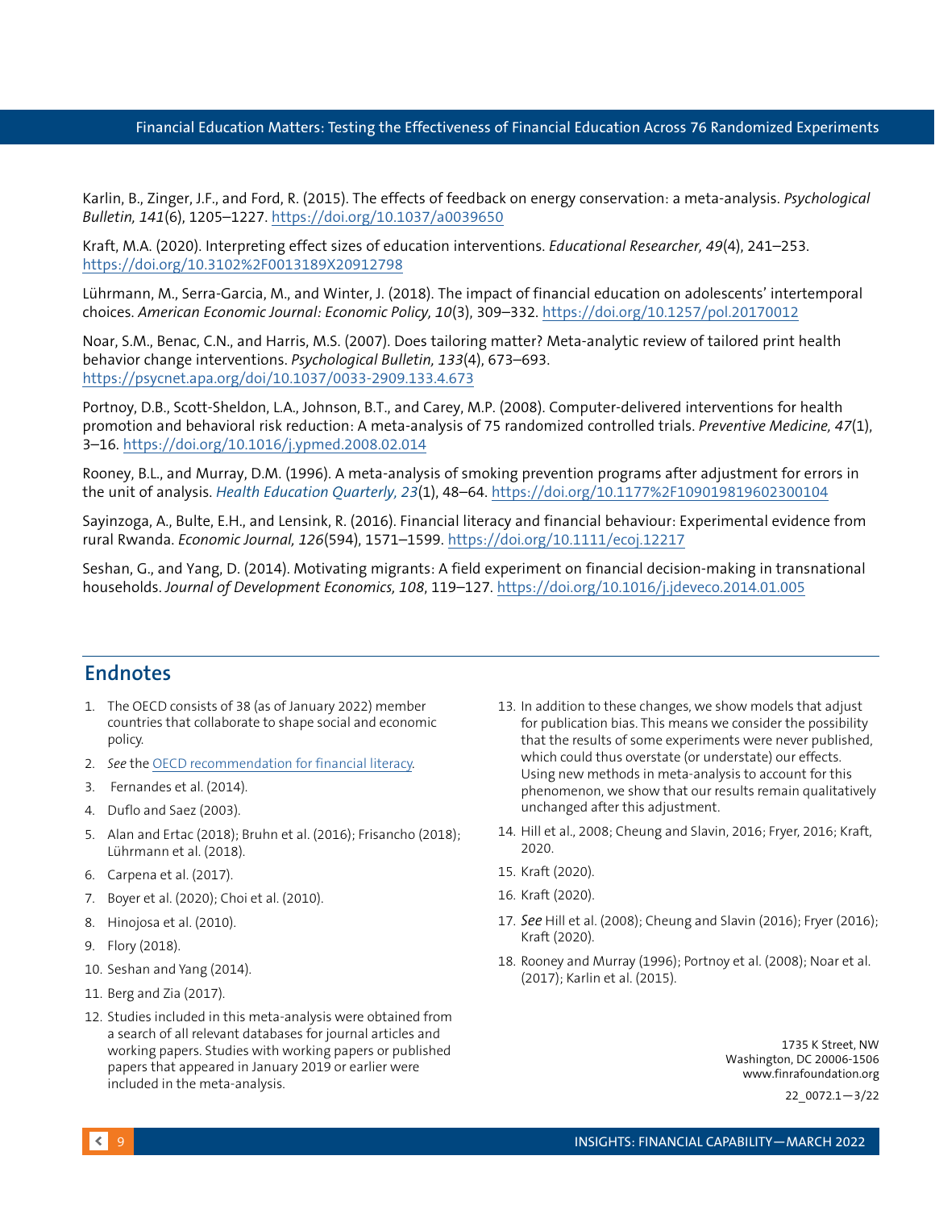Karlin, B., Zinger, J.F., and Ford, R. (2015). The effects of feedback on energy conservation: a meta-analysis. *Psychological Bulletin, 141*(6), 1205–1227. https://doi.org/10.1037/a0039650

Kraft, M.A. (2020). Interpreting effect sizes of education interventions. *Educational Researcher, 49*(4), 241–253. https://doi.org/10.3102%2F0013189X20912798

Lührmann, M., Serra-Garcia, M., and Winter, J. (2018). The impact of financial education on adolescents' intertemporal choices. *American Economic Journal: Economic Policy, 10*(3), 309–332. https://doi.org/10.1257/pol.20170012

Noar, S.M., Benac, C.N., and Harris, M.S. (2007). Does tailoring matter? Meta-analytic review of tailored print health behavior change interventions. *Psychological Bulletin, 133*(4), 673–693. https://psycnet.apa.org/doi/10.1037/0033-2909.133.4.673

Portnoy, D.B., Scott-Sheldon, L.A., Johnson, B.T., and Carey, M.P. (2008). Computer-delivered interventions for health promotion and behavioral risk reduction: A meta-analysis of 75 randomized controlled trials. *Preventive Medicine, 47*(1), 3–16. https://doi.org/10.1016/j.ypmed.2008.02.014

Rooney, B.L., and Murray, D.M. (1996). A meta-analysis of smoking prevention programs after adjustment for errors in the unit of analysis. *Health Education Quarterly, 23*(1), 48–64. https://doi.org/10.1177%2F109019819602300104

Sayinzoga, A., Bulte, E.H., and Lensink, R. (2016). Financial literacy and financial behaviour: Experimental evidence from rural Rwanda. *Economic Journal, 126*(594), 1571–1599. https://doi.org/10.1111/ecoj.12217

Seshan, G., and Yang, D. (2014). Motivating migrants: A field experiment on financial decision-making in transnational households. *Journal of Development Economics, 108*, 119–127. https://doi.org/10.1016/j.jdeveco.2014.01.005

## Endnotes

1. The OECD consists of 38 (as of January 2022) member countries that collaborate to shape social and economic policy.
2. *See* the OECD recommendation for financial literacy.
3. Fernandes et al. (2014).
4. Duflo and Saez (2003).
5. Alan and Ertac (2018); Bruhn et al. (2016); Frisancho (2018); Lührmann et al. (2018).
6. Carpena et al. (2017).
7. Boyer et al. (2020); Choi et al. (2010).
8. Hinojosa et al. (2010).
9. Flory (2018).
10. Seshan and Yang (2014).
11. Berg and Zia (2017).
12. Studies included in this meta-analysis were obtained from a search of all relevant databases for journal articles and working papers. Studies with working papers or published papers that appeared in January 2019 or earlier were included in the meta-analysis.
13. In addition to these changes, we show models that adjust for publication bias. This means we consider the possibility that the results of some experiments were never published, which could thus overstate (or understate) our effects. Using new methods in meta-analysis to account for this phenomenon, we show that our results remain qualitatively unchanged after this adjustment.
14. Hill et al., 2008; Cheung and Slavin, 2016; Fryer, 2016; Kraft, 2020.
15. Kraft (2020).
16. Kraft (2020).
17. *See* Hill et al. (2008); Cheung and Slavin (2016); Fryer (2016); Kraft (2020).
18. Rooney and Murray (1996); Portnoy et al. (2008); Noar et al. (2017); Karlin et al. (2015).

1735 K Street, NW
Washington, DC 20006-1506
www.finrafoundation.org

22_0072.1—3/22